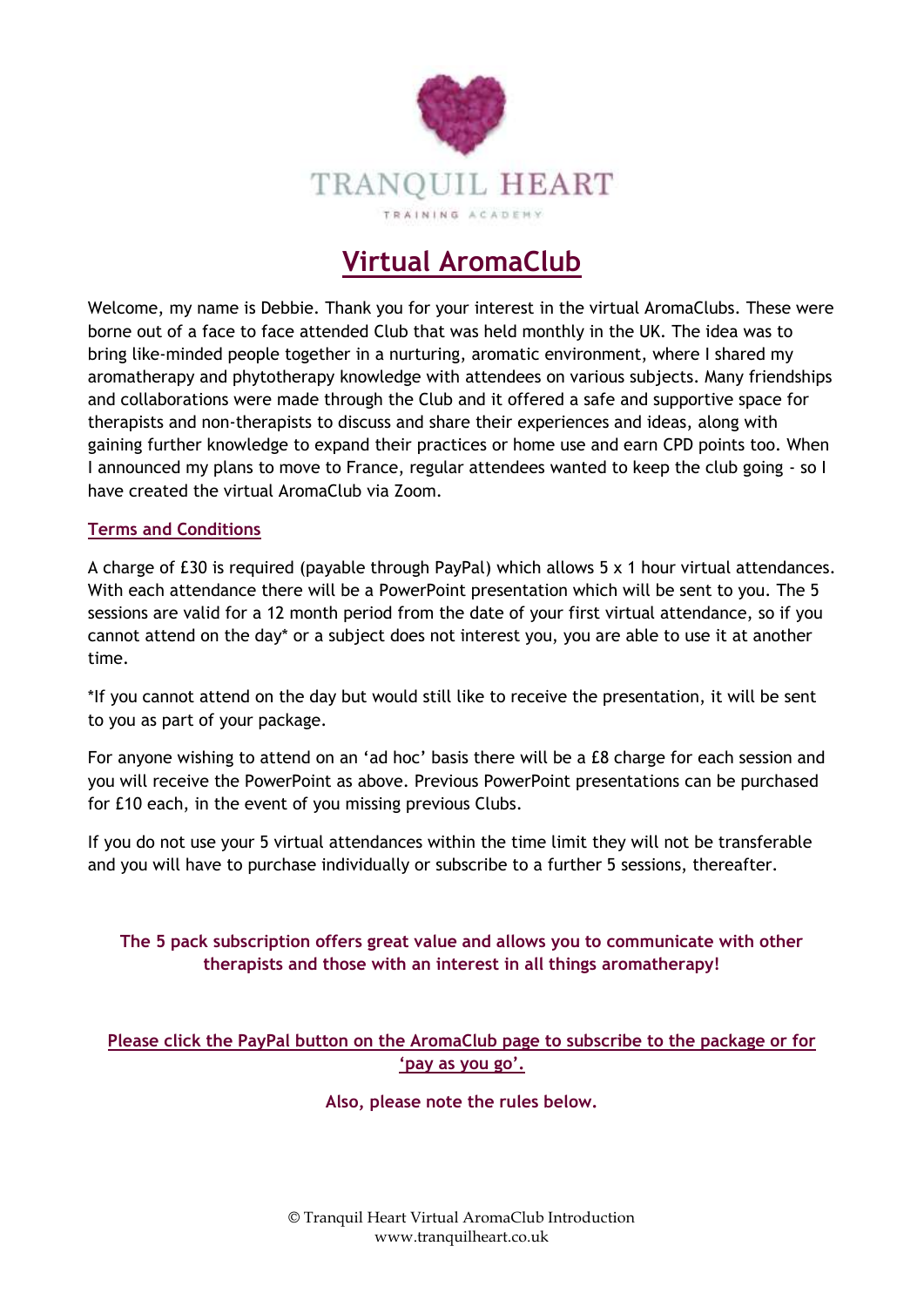TRANQUIL HEART

TRAINING ACADEMY

# Virtual AromaClub

Welcome, my name is Debbie. Thank you for your interest in the virtual AromaClubs. These were borne out of a face to face attended Club that was held monthly in the UK. The idea was to bring like-minded people together in a nurturing, aromatic environment, where I shared my aromatherapy and phytotherapy knowledge with attendees on various subjects. Many friendships and collaborations were made through the Club and it offered a safe and supportive space for therapists and non-therapists to discuss and share their experiences and ideas, along with gaining further knowledge to expand their practices or home use and earn CPD points too. When I announced my plans to move to France, regular attendees wanted to keep the club going - so I have created the virtual AromaClub via Zoom.

## Terms and Conditions

A charge of £30 is required (payable through PayPal) which allows 5 x 1 hour virtual attendances. With each attendance there will be a PowerPoint presentation which will be sent to you. The 5 sessions are valid for a 12 month period from the date of your first virtual attendance, so if you cannot attend on the day* or a subject does not interest you, you are able to use it at another time.

*If you cannot attend on the day but would still like to receive the presentation, it will be sent to you as part of your package.

For anyone wishing to attend on an 'ad hoc' basis there will be a £8 charge for each session and you will receive the PowerPoint as above. Previous PowerPoint presentations can be purchased for £10 each, in the event of you missing previous Clubs.

If you do not use your 5 virtual attendances within the time limit they will not be transferable and you will have to purchase individually or subscribe to a further 5 sessions, thereafter.

**The 5 pack subscription offers great value and allows you to communicate with other therapists and those with an interest in all things aromatherapy!**

**Please click the PayPal button on the AromaClub page to subscribe to the package or for 'pay as you go'.**

**Also, please note the rules below.**

© Tranquil Heart Virtual AromaClub Introduction
www.tranquilheart.co.uk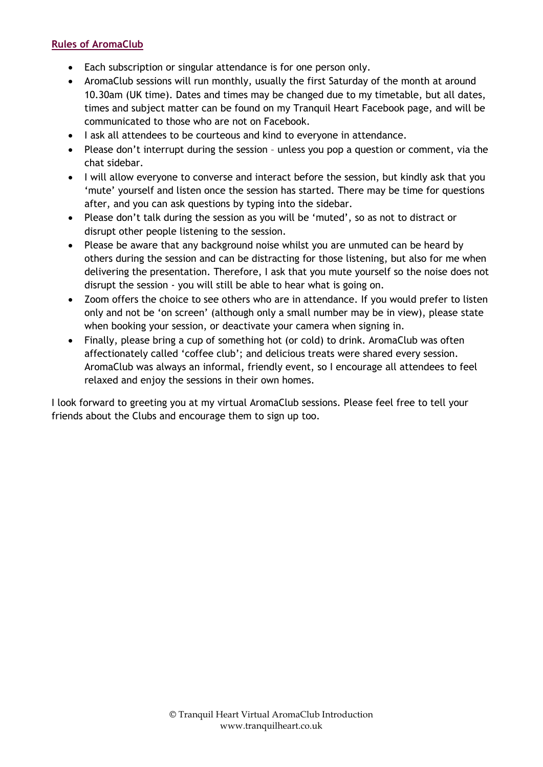## Rules of AromaClub

- Each subscription or singular attendance is for one person only.
- AromaClub sessions will run monthly, usually the first Saturday of the month at around 10.30am (UK time). Dates and times may be changed due to my timetable, but all dates, times and subject matter can be found on my Tranquil Heart Facebook page, and will be communicated to those who are not on Facebook.
- I ask all attendees to be courteous and kind to everyone in attendance.
- Please don't interrupt during the session – unless you pop a question or comment, via the chat sidebar.
- I will allow everyone to converse and interact before the session, but kindly ask that you 'mute' yourself and listen once the session has started. There may be time for questions after, and you can ask questions by typing into the sidebar.
- Please don't talk during the session as you will be 'muted', so as not to distract or disrupt other people listening to the session.
- Please be aware that any background noise whilst you are unmuted can be heard by others during the session and can be distracting for those listening, but also for me when delivering the presentation. Therefore, I ask that you mute yourself so the noise does not disrupt the session - you will still be able to hear what is going on.
- Zoom offers the choice to see others who are in attendance. If you would prefer to listen only and not be 'on screen' (although only a small number may be in view), please state when booking your session, or deactivate your camera when signing in.
- Finally, please bring a cup of something hot (or cold) to drink. AromaClub was often affectionately called 'coffee club'; and delicious treats were shared every session. AromaClub was always an informal, friendly event, so I encourage all attendees to feel relaxed and enjoy the sessions in their own homes.

I look forward to greeting you at my virtual AromaClub sessions. Please feel free to tell your friends about the Clubs and encourage them to sign up too.